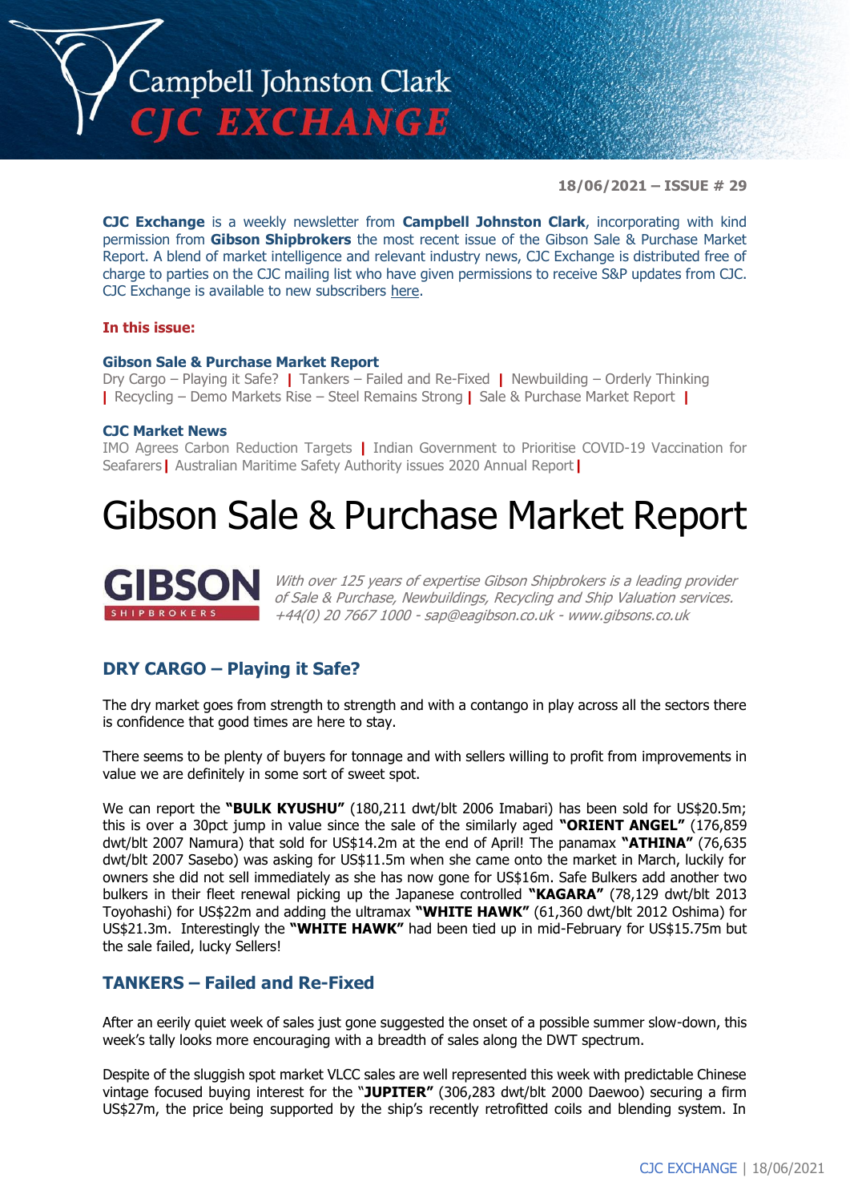# Campbell Johnston Clark CJC EXCHANGE

**18/06/2021 – ISSUE # 29**

**CJC Exchange** is a weekly newsletter from **Campbell Johnston Clark**, incorporating with kind permission from **Gibson Shipbrokers** the most recent issue of the Gibson Sale & Purchase Market Report. A blend of market intelligence and relevant industry news, CJC Exchange is distributed free of charge to parties on the CJC mailing list who have given permissions to receive S&P updates from CJC. CJC Exchange is available to new subscribers here.

**In this issue:**

**Gibson Sale & Purchase Market Report**

Dry Cargo – Playing it Safe? | Tankers – Failed and Re-Fixed | Newbuilding – Orderly Thinking | Recycling – Demo Markets Rise – Steel Remains Strong | Sale & Purchase Market Report |

**CJC Market News**

IMO Agrees Carbon Reduction Targets | Indian Government to Prioritise COVID-19 Vaccination for Seafarers | Australian Maritime Safety Authority issues 2020 Annual Report |

# Gibson Sale & Purchase Market Report

GIBSON SHIPBROKERS

*With over 125 years of expertise Gibson Shipbrokers is a leading provider of Sale & Purchase, Newbuildings, Recycling and Ship Valuation services. +44(0) 20 7667 1000 - sap@eagibson.co.uk - www.gibsons.co.uk*

## DRY CARGO – Playing it Safe?

The dry market goes from strength to strength and with a contango in play across all the sectors there is confidence that good times are here to stay.

There seems to be plenty of buyers for tonnage and with sellers willing to profit from improvements in value we are definitely in some sort of sweet spot.

We can report the **"BULK KYUSHU"** (180,211 dwt/blt 2006 Imabari) has been sold for US$20.5m; this is over a 30pct jump in value since the sale of the similarly aged **"ORIENT ANGEL"** (176,859 dwt/blt 2007 Namura) that sold for US$14.2m at the end of April! The panamax **"ATHINA"** (76,635 dwt/blt 2007 Sasebo) was asking for US$11.5m when she came onto the market in March, luckily for owners she did not sell immediately as she has now gone for US$16m. Safe Bulkers add another two bulkers in their fleet renewal picking up the Japanese controlled **"KAGARA"** (78,129 dwt/blt 2013 Toyohashi) for US$22m and adding the ultramax **"WHITE HAWK"** (61,360 dwt/blt 2012 Oshima) for US$21.3m. Interestingly the **"WHITE HAWK"** had been tied up in mid-February for US$15.75m but the sale failed, lucky Sellers!

## TANKERS – Failed and Re-Fixed

After an eerily quiet week of sales just gone suggested the onset of a possible summer slow-down, this week's tally looks more encouraging with a breadth of sales along the DWT spectrum.

Despite of the sluggish spot market VLCC sales are well represented this week with predictable Chinese vintage focused buying interest for the "**JUPITER"** (306,283 dwt/blt 2000 Daewoo) securing a firm US$27m, the price being supported by the ship's recently retrofitted coils and blending system. In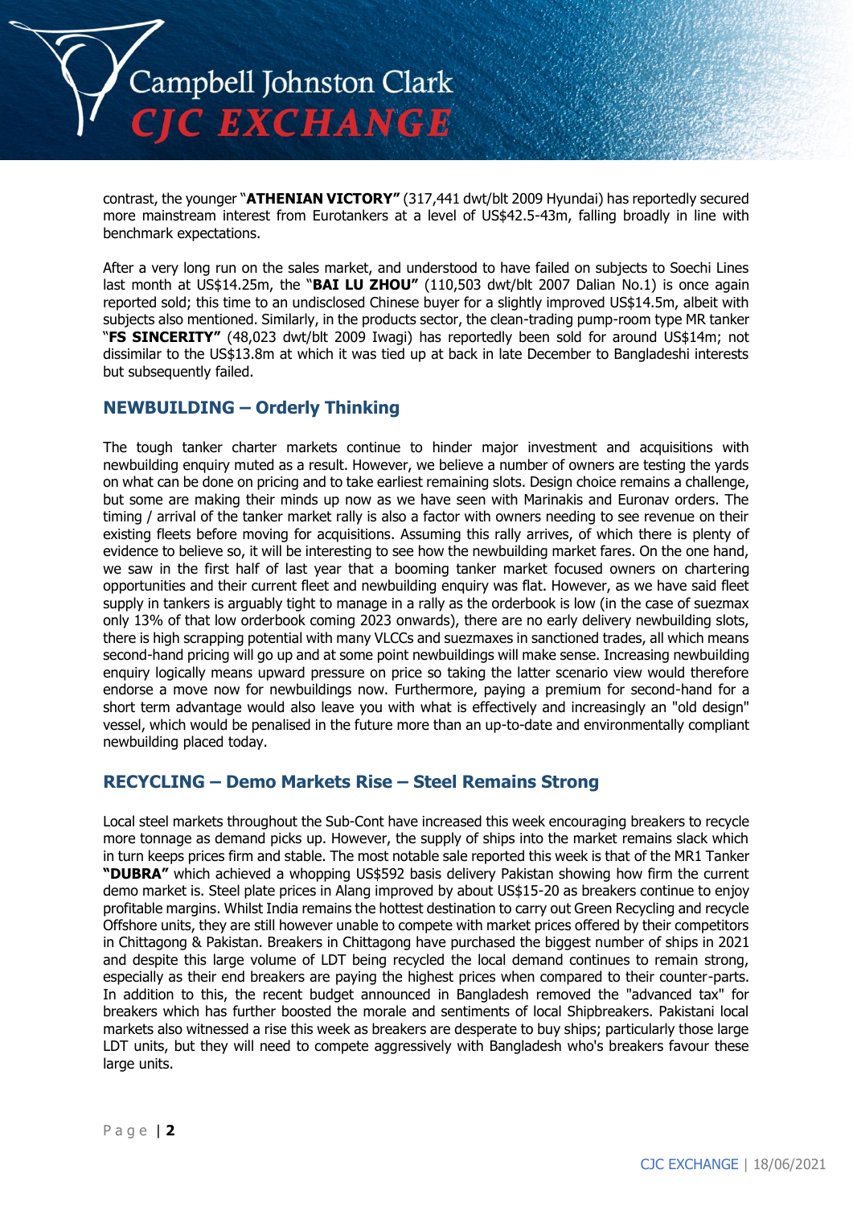contrast, the younger "**ATHENIAN VICTORY"** (317,441 dwt/blt 2009 Hyundai) has reportedly secured more mainstream interest from Eurotankers at a level of US$42.5-43m, falling broadly in line with benchmark expectations.

After a very long run on the sales market, and understood to have failed on subjects to Soechi Lines last month at US$14.25m, the "**BAI LU ZHOU"** (110,503 dwt/blt 2007 Dalian No.1) is once again reported sold; this time to an undisclosed Chinese buyer for a slightly improved US$14.5m, albeit with subjects also mentioned. Similarly, in the products sector, the clean-trading pump-room type MR tanker "**FS SINCERITY"** (48,023 dwt/blt 2009 Iwagi) has reportedly been sold for around US$14m; not dissimilar to the US$13.8m at which it was tied up at back in late December to Bangladeshi interests but subsequently failed.

## NEWBUILDING – Orderly Thinking

The tough tanker charter markets continue to hinder major investment and acquisitions with newbuilding enquiry muted as a result. However, we believe a number of owners are testing the yards on what can be done on pricing and to take earliest remaining slots. Design choice remains a challenge, but some are making their minds up now as we have seen with Marinakis and Euronav orders. The timing / arrival of the tanker market rally is also a factor with owners needing to see revenue on their existing fleets before moving for acquisitions. Assuming this rally arrives, of which there is plenty of evidence to believe so, it will be interesting to see how the newbuilding market fares. On the one hand, we saw in the first half of last year that a booming tanker market focused owners on chartering opportunities and their current fleet and newbuilding enquiry was flat. However, as we have said fleet supply in tankers is arguably tight to manage in a rally as the orderbook is low (in the case of suezmax only 13% of that low orderbook coming 2023 onwards), there are no early delivery newbuilding slots, there is high scrapping potential with many VLCCs and suezmaxes in sanctioned trades, all which means second-hand pricing will go up and at some point newbuildings will make sense. Increasing newbuilding enquiry logically means upward pressure on price so taking the latter scenario view would therefore endorse a move now for newbuildings now. Furthermore, paying a premium for second-hand for a short term advantage would also leave you with what is effectively and increasingly an "old design" vessel, which would be penalised in the future more than an up-to-date and environmentally compliant newbuilding placed today.

## RECYCLING – Demo Markets Rise – Steel Remains Strong

Local steel markets throughout the Sub-Cont have increased this week encouraging breakers to recycle more tonnage as demand picks up. However, the supply of ships into the market remains slack which in turn keeps prices firm and stable. The most notable sale reported this week is that of the MR1 Tanker **"DUBRA"** which achieved a whopping US$592 basis delivery Pakistan showing how firm the current demo market is. Steel plate prices in Alang improved by about US$15-20 as breakers continue to enjoy profitable margins. Whilst India remains the hottest destination to carry out Green Recycling and recycle Offshore units, they are still however unable to compete with market prices offered by their competitors in Chittagong & Pakistan. Breakers in Chittagong have purchased the biggest number of ships in 2021 and despite this large volume of LDT being recycled the local demand continues to remain strong, especially as their end breakers are paying the highest prices when compared to their counter-parts. In addition to this, the recent budget announced in Bangladesh removed the "advanced tax" for breakers which has further boosted the morale and sentiments of local Shipbreakers. Pakistani local markets also witnessed a rise this week as breakers are desperate to buy ships; particularly those large LDT units, but they will need to compete aggressively with Bangladesh who's breakers favour these large units.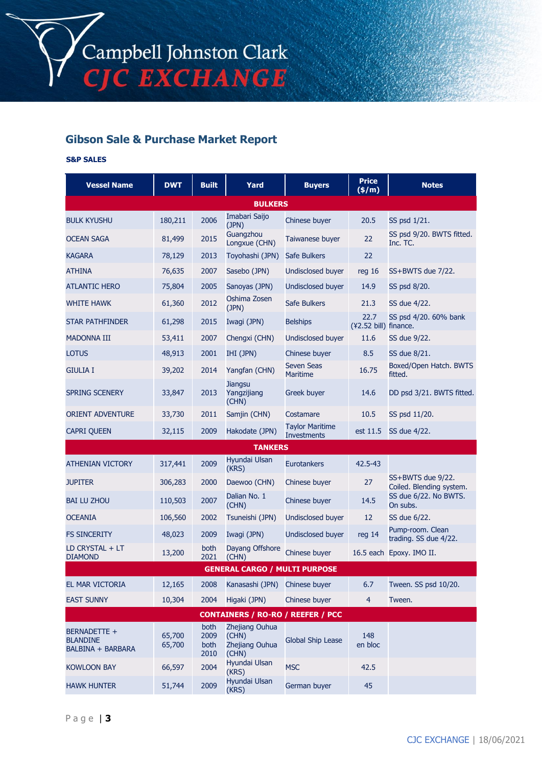## Gibson Sale & Purchase Market Report

**S&P SALES**

| Vessel Name | DWT | Built | Yard | Buyers | Price ($/m) | Notes |
|---|---|---|---|---|---|---|
| **BULKERS** | | | | | | |
| BULK KYUSHU | 180,211 | 2006 | Imabari Saijo (JPN) | Chinese buyer | 20.5 | SS psd 1/21. |
| OCEAN SAGA | 81,499 | 2015 | Guangzhou Longxue (CHN) | Taiwanese buyer | 22 | SS psd 9/20. BWTS fitted. Inc. TC. |
| KAGARA | 78,129 | 2013 | Toyohashi (JPN) | Safe Bulkers | 22 | |
| ATHINA | 76,635 | 2007 | Sasebo (JPN) | Undisclosed buyer | reg 16 | SS+BWTS due 7/22. |
| ATLANTIC HERO | 75,804 | 2005 | Sanoyas (JPN) | Undisclosed buyer | 14.9 | SS psd 8/20. |
| WHITE HAWK | 61,360 | 2012 | Oshima Zosen (JPN) | Safe Bulkers | 21.3 | SS due 4/22. |
| STAR PATHFINDER | 61,298 | 2015 | Iwagi (JPN) | Belships | 22.7 (¥2.52 bill) | SS psd 4/20. 60% bank finance. |
| MADONNA III | 53,411 | 2007 | Chengxi (CHN) | Undisclosed buyer | 11.6 | SS due 9/22. |
| LOTUS | 48,913 | 2001 | IHI (JPN) | Chinese buyer | 8.5 | SS due 8/21. |
| GIULIA I | 39,202 | 2014 | Yangfan (CHN) | Seven Seas Maritime | 16.75 | Boxed/Open Hatch. BWTS fitted. |
| SPRING SCENERY | 33,847 | 2013 | Jiangsu Yangzijiang (CHN) | Greek buyer | 14.6 | DD psd 3/21. BWTS fitted. |
| ORIENT ADVENTURE | 33,730 | 2011 | Samjin (CHN) | Costamare | 10.5 | SS psd 11/20. |
| CAPRI QUEEN | 32,115 | 2009 | Hakodate (JPN) | Taylor Maritime Investments | est 11.5 | SS due 4/22. |
| **TANKERS** | | | | | | |
| ATHENIAN VICTORY | 317,441 | 2009 | Hyundai Ulsan (KRS) | Eurotankers | 42.5-43 | |
| JUPITER | 306,283 | 2000 | Daewoo (CHN) | Chinese buyer | 27 | SS+BWTS due 9/22. Coiled. Blending system. |
| BAI LU ZHOU | 110,503 | 2007 | Dalian No. 1 (CHN) | Chinese buyer | 14.5 | SS due 6/22. No BWTS. On subs. |
| OCEANIA | 106,560 | 2002 | Tsuneishi (JPN) | Undisclosed buyer | 12 | SS due 6/22. |
| FS SINCERITY | 48,023 | 2009 | Iwagi (JPN) | Undisclosed buyer | reg 14 | Pump-room. Clean trading. SS due 4/22. |
| LD CRYSTAL + LT DIAMOND | 13,200 | both 2021 | Dayang Offshore (CHN) | Chinese buyer | 16.5 each | Epoxy. IMO II. |
| **GENERAL CARGO / MULTI PURPOSE** | | | | | | |
| EL MAR VICTORIA | 12,165 | 2008 | Kanasashi (JPN) | Chinese buyer | 6.7 | Tween. SS psd 10/20. |
| EAST SUNNY | 10,304 | 2004 | Higaki (JPN) | Chinese buyer | 4 | Tween. |
| **CONTAINERS / RO-RO / REEFER / PCC** | | | | | | |
| BERNADETTE + BLANDINE BALBINA + BARBARA | 65,700 65,700 | both 2009 both 2010 | Zhejiang Ouhua (CHN) Zhejiang Ouhua (CHN) | Global Ship Lease | 148 en bloc | |
| KOWLOON BAY | 66,597 | 2004 | Hyundai Ulsan (KRS) | MSC | 42.5 | |
| HAWK HUNTER | 51,744 | 2009 | Hyundai Ulsan (KRS) | German buyer | 45 | |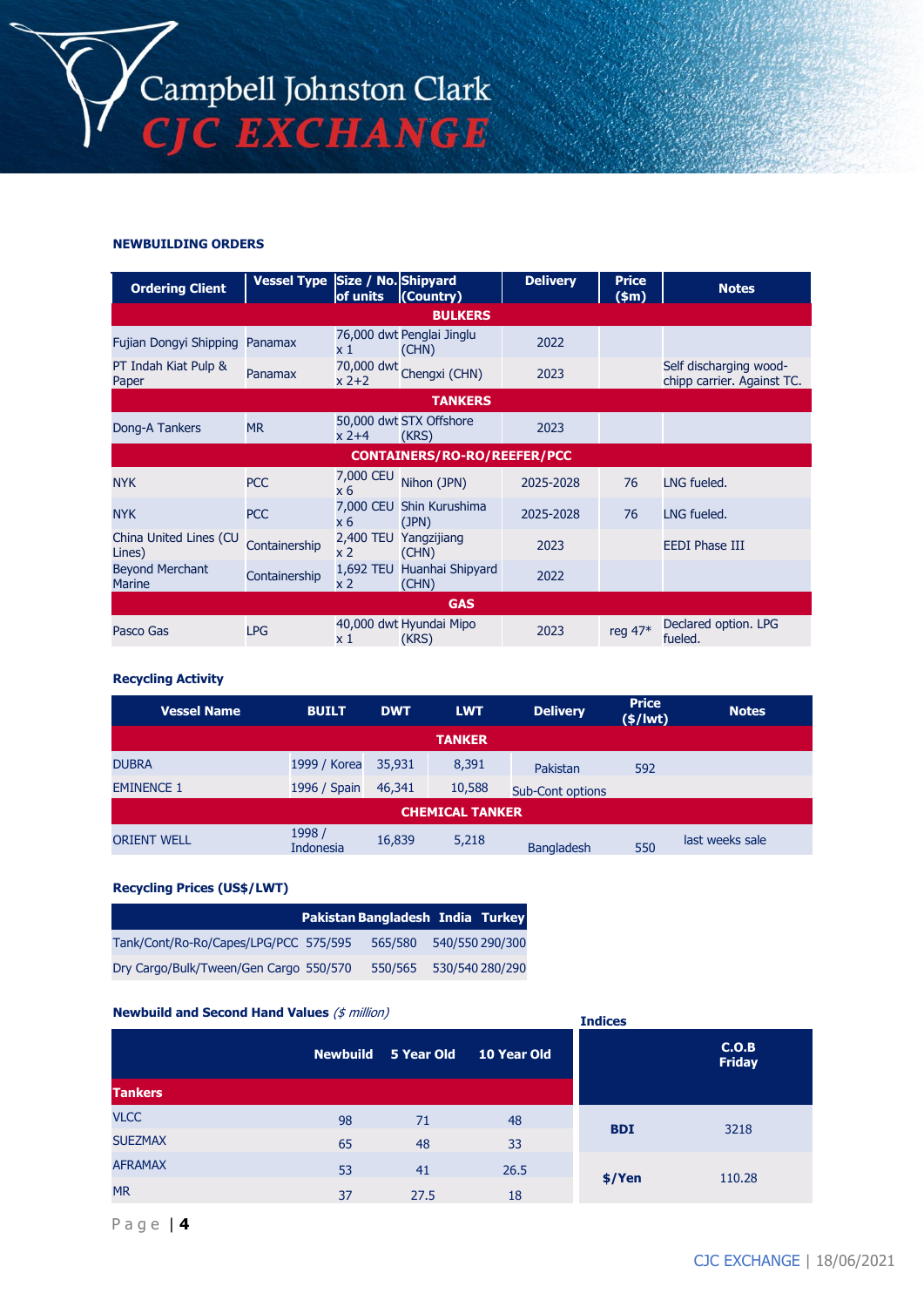## NEWBUILDING ORDERS

| Ordering Client | Vessel Type | Size / No. of units | Shipyard (Country) | Delivery | Price ($m) | Notes |
|---|---|---|---|---|---|---|
| **BULKERS** | | | | | | |
| Fujian Dongyi Shipping | Panamax | 76,000 dwt x 1 | Penglai Jinglu (CHN) | 2022 | | |
| PT Indah Kiat Pulp & Paper | Panamax | 70,000 dwt x 2+2 | Chengxi (CHN) | 2023 | | Self discharging wood-chipp carrier. Against TC. |
| **TANKERS** | | | | | | |
| Dong-A Tankers | MR | 50,000 dwt x 2+4 | STX Offshore (KRS) | 2023 | | |
| **CONTAINERS/RO-RO/REEFER/PCC** | | | | | | |
| NYK | PCC | 7,000 CEU x 6 | Nihon (JPN) | 2025-2028 | 76 | LNG fueled. |
| NYK | PCC | 7,000 CEU x 6 | Shin Kurushima (JPN) | 2025-2028 | 76 | LNG fueled. |
| China United Lines (CU Lines) | Containership | 2,400 TEU x 2 | Yangzijiang (CHN) | 2023 | | EEDI Phase III |
| Beyond Merchant Marine | Containership | 1,692 TEU x 2 | Huanhai Shipyard (CHN) | 2022 | | |
| **GAS** | | | | | | |
| Pasco Gas | LPG | 40,000 dwt x 1 | Hyundai Mipo (KRS) | 2023 | reg 47* | Declared option. LPG fueled. |

## Recycling Activity

| Vessel Name | BUILT | DWT | LWT | Delivery | Price ($/lwt) | Notes |
|---|---|---|---|---|---|---|
| **TANKER** | | | | | | |
| DUBRA | 1999 / Korea | 35,931 | 8,391 | Pakistan | 592 | |
| EMINENCE 1 | 1996 / Spain | 46,341 | 10,588 | Sub-Cont options | | |
| **CHEMICAL TANKER** | | | | | | |
| ORIENT WELL | 1998 / Indonesia | 16,839 | 5,218 | Bangladesh | 550 | last weeks sale |

## Recycling Prices (US$/LWT)

| | Pakistan | Bangladesh | India | Turkey |
|---|---|---|---|---|
| Tank/Cont/Ro-Ro/Capes/LPG/PCC | 575/595 | 565/580 | 540/550 | 290/300 |
| Dry Cargo/Bulk/Tween/Gen Cargo | 550/570 | 550/565 | 530/540 | 280/290 |

## Newbuild and Second Hand Values *($ million)*

| | Newbuild | 5 Year Old | 10 Year Old |
|---|---|---|---|
| **Tankers** | | | |
| VLCC | 98 | 71 | 48 |
| SUEZMAX | 65 | 48 | 33 |
| AFRAMAX | 53 | 41 | 26.5 |
| MR | 37 | 27.5 | 18 |

## Indices

| | C.O.B Friday |
|---|---|
| BDI | 3218 |
| $/Yen | 110.28 |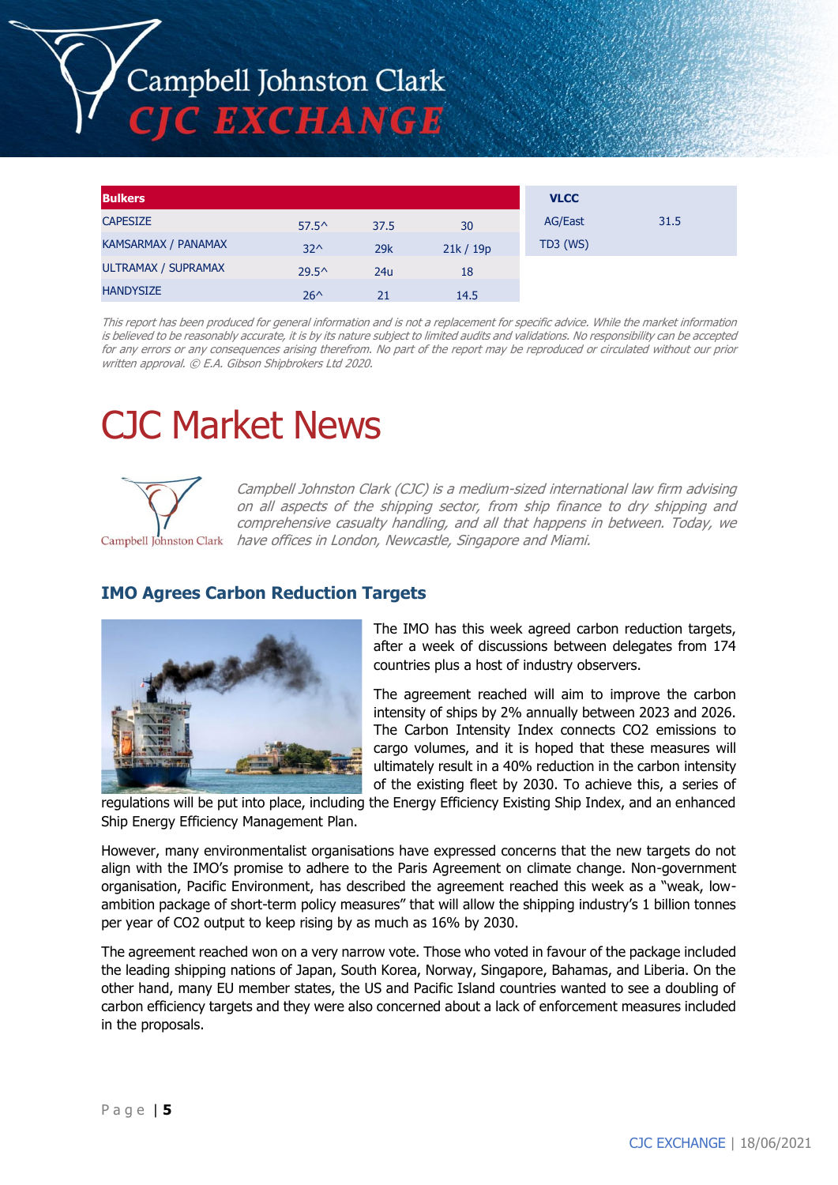| Bulkers | | | |
|---|---|---|---|
| CAPESIZE | 57.5^ | 37.5 | 30 |
| KAMSARMAX / PANAMAX | 32^ | 29k | 21k / 19p |
| ULTRAMAX / SUPRAMAX | 29.5^ | 24u | 18 |
| HANDYSIZE | 26^ | 21 | 14.5 |

| VLCC | |
|---|---|
| AG/East TD3 (WS) | 31.5 |

*This report has been produced for general information and is not a replacement for specific advice. While the market information is believed to be reasonably accurate, it is by its nature subject to limited audits and validations. No responsibility can be accepted for any errors or any consequences arising therefrom. No part of the report may be reproduced or circulated without our prior written approval. © E.A. Gibson Shipbrokers Ltd 2020.*

# CJC Market News

*Campbell Johnston Clark (CJC) is a medium-sized international law firm advising on all aspects of the shipping sector, from ship finance to dry shipping and comprehensive casualty handling, and all that happens in between. Today, we have offices in London, Newcastle, Singapore and Miami.*

## IMO Agrees Carbon Reduction Targets

The IMO has this week agreed carbon reduction targets, after a week of discussions between delegates from 174 countries plus a host of industry observers.

The agreement reached will aim to improve the carbon intensity of ships by 2% annually between 2023 and 2026. The Carbon Intensity Index connects $CO_2$ emissions to cargo volumes, and it is hoped that these measures will ultimately result in a 40% reduction in the carbon intensity of the existing fleet by 2030. To achieve this, a series of regulations will be put into place, including the Energy Efficiency Existing Ship Index, and an enhanced Ship Energy Efficiency Management Plan.

However, many environmentalist organisations have expressed concerns that the new targets do not align with the IMO's promise to adhere to the Paris Agreement on climate change. Non-government organisation, Pacific Environment, has described the agreement reached this week as a "weak, low-ambition package of short-term policy measures" that will allow the shipping industry's 1 billion tonnes per year of $CO_2$ output to keep rising by as much as 16% by 2030.

The agreement reached won on a very narrow vote. Those who voted in favour of the package included the leading shipping nations of Japan, South Korea, Norway, Singapore, Bahamas, and Liberia. On the other hand, many EU member states, the US and Pacific Island countries wanted to see a doubling of carbon efficiency targets and they were also concerned about a lack of enforcement measures included in the proposals.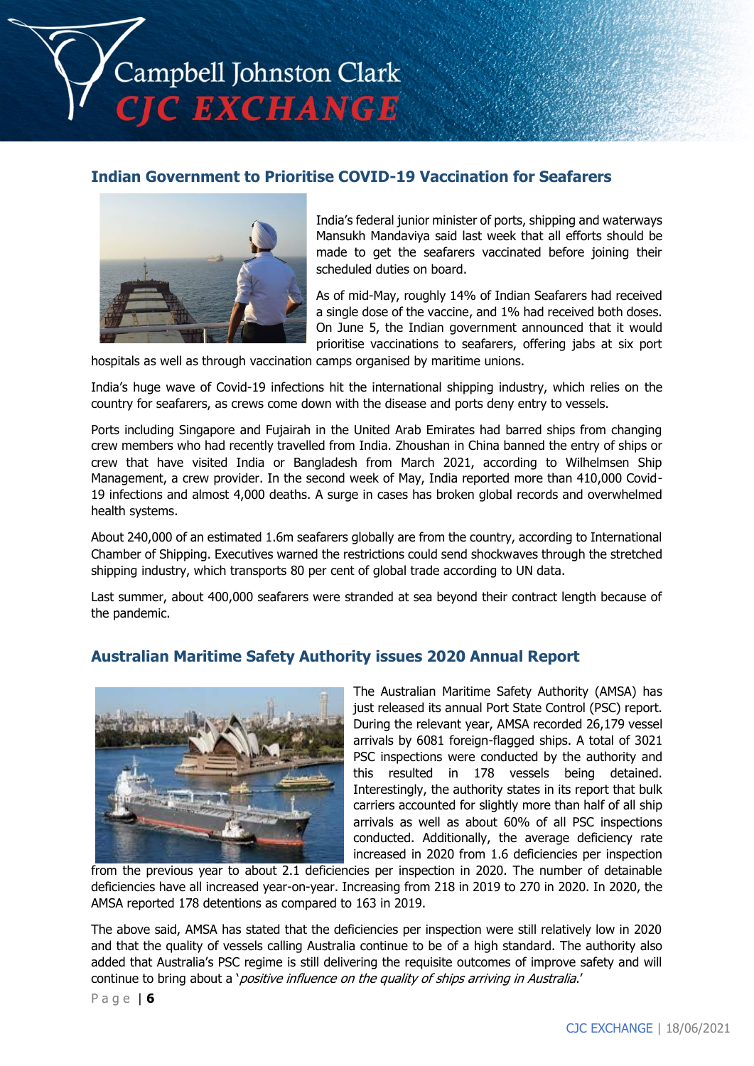## Indian Government to Prioritise COVID-19 Vaccination for Seafarers

India's federal junior minister of ports, shipping and waterways Mansukh Mandaviya said last week that all efforts should be made to get the seafarers vaccinated before joining their scheduled duties on board.

As of mid-May, roughly 14% of Indian Seafarers had received a single dose of the vaccine, and 1% had received both doses. On June 5, the Indian government announced that it would prioritise vaccinations to seafarers, offering jabs at six port hospitals as well as through vaccination camps organised by maritime unions.

India's huge wave of Covid-19 infections hit the international shipping industry, which relies on the country for seafarers, as crews come down with the disease and ports deny entry to vessels.

Ports including Singapore and Fujairah in the United Arab Emirates had barred ships from changing crew members who had recently travelled from India. Zhoushan in China banned the entry of ships or crew that have visited India or Bangladesh from March 2021, according to Wilhelmsen Ship Management, a crew provider. In the second week of May, India reported more than 410,000 Covid-19 infections and almost 4,000 deaths. A surge in cases has broken global records and overwhelmed health systems.

About 240,000 of an estimated 1.6m seafarers globally are from the country, according to International Chamber of Shipping. Executives warned the restrictions could send shockwaves through the stretched shipping industry, which transports 80 per cent of global trade according to UN data.

Last summer, about 400,000 seafarers were stranded at sea beyond their contract length because of the pandemic.

## Australian Maritime Safety Authority issues 2020 Annual Report

The Australian Maritime Safety Authority (AMSA) has just released its annual Port State Control (PSC) report. During the relevant year, AMSA recorded 26,179 vessel arrivals by 6081 foreign-flagged ships. A total of 3021 PSC inspections were conducted by the authority and this resulted in 178 vessels being detained. Interestingly, the authority states in its report that bulk carriers accounted for slightly more than half of all ship arrivals as well as about 60% of all PSC inspections conducted. Additionally, the average deficiency rate increased in 2020 from 1.6 deficiencies per inspection from the previous year to about 2.1 deficiencies per inspection in 2020. The number of detainable deficiencies have all increased year-on-year. Increasing from 218 in 2019 to 270 in 2020. In 2020, the AMSA reported 178 detentions as compared to 163 in 2019.

The above said, AMSA has stated that the deficiencies per inspection were still relatively low in 2020 and that the quality of vessels calling Australia continue to be of a high standard. The authority also added that Australia's PSC regime is still delivering the requisite outcomes of improve safety and will continue to bring about a '*positive influence on the quality of ships arriving in Australia*.'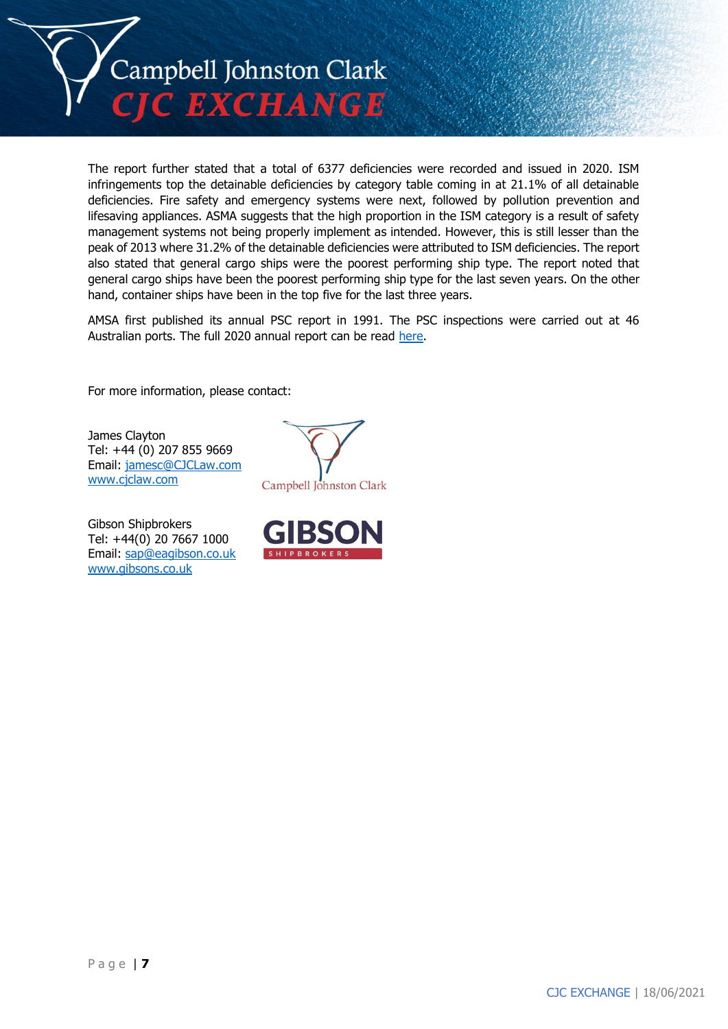The report further stated that a total of 6377 deficiencies were recorded and issued in 2020. ISM infringements top the detainable deficiencies by category table coming in at 21.1% of all detainable deficiencies. Fire safety and emergency systems were next, followed by pollution prevention and lifesaving appliances. ASMA suggests that the high proportion in the ISM category is a result of safety management systems not being properly implement as intended. However, this is still lesser than the peak of 2013 where 31.2% of the detainable deficiencies were attributed to ISM deficiencies. The report also stated that general cargo ships were the poorest performing ship type. The report noted that general cargo ships have been the poorest performing ship type for the last seven years. On the other hand, container ships have been in the top five for the last three years.

AMSA first published its annual PSC report in 1991. The PSC inspections were carried out at 46 Australian ports. The full 2020 annual report can be read here.

For more information, please contact:

James Clayton
Tel: +44 (0) 207 855 9669
Email: jamesc@CJCLaw.com
www.cjclaw.com

Campbell Johnston Clark

Gibson Shipbrokers
Tel: +44(0) 20 7667 1000
Email: sap@eagibson.co.uk
www.gibsons.co.uk

GIBSON SHIPBROKERS